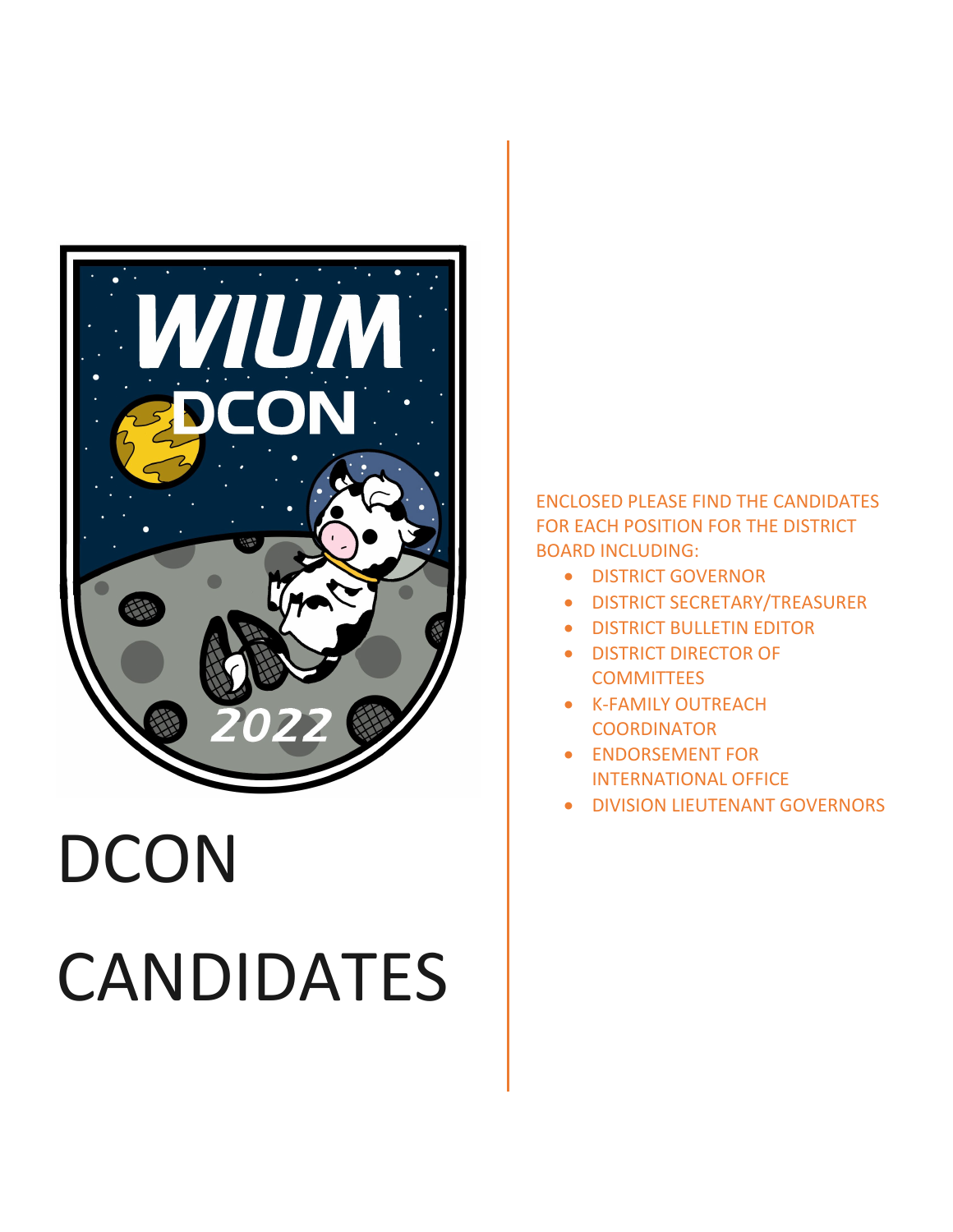# DCON CANDIDATES

ENCLOSED PLEASE FIND THE CANDIDATES FOR EACH POSITION FOR THE DISTRICT BOARD INCLUDING:

- DISTRICT GOVERNOR
- DISTRICT SECRETARY/TREASURER
- DISTRICT BULLETIN EDITOR
- DISTRICT DIRECTOR OF COMMITTEES
- K-FAMILY OUTREACH COORDINATOR
- ENDORSEMENT FOR INTERNATIONAL OFFICE
- DIVISION LIEUTENANT GOVERNORS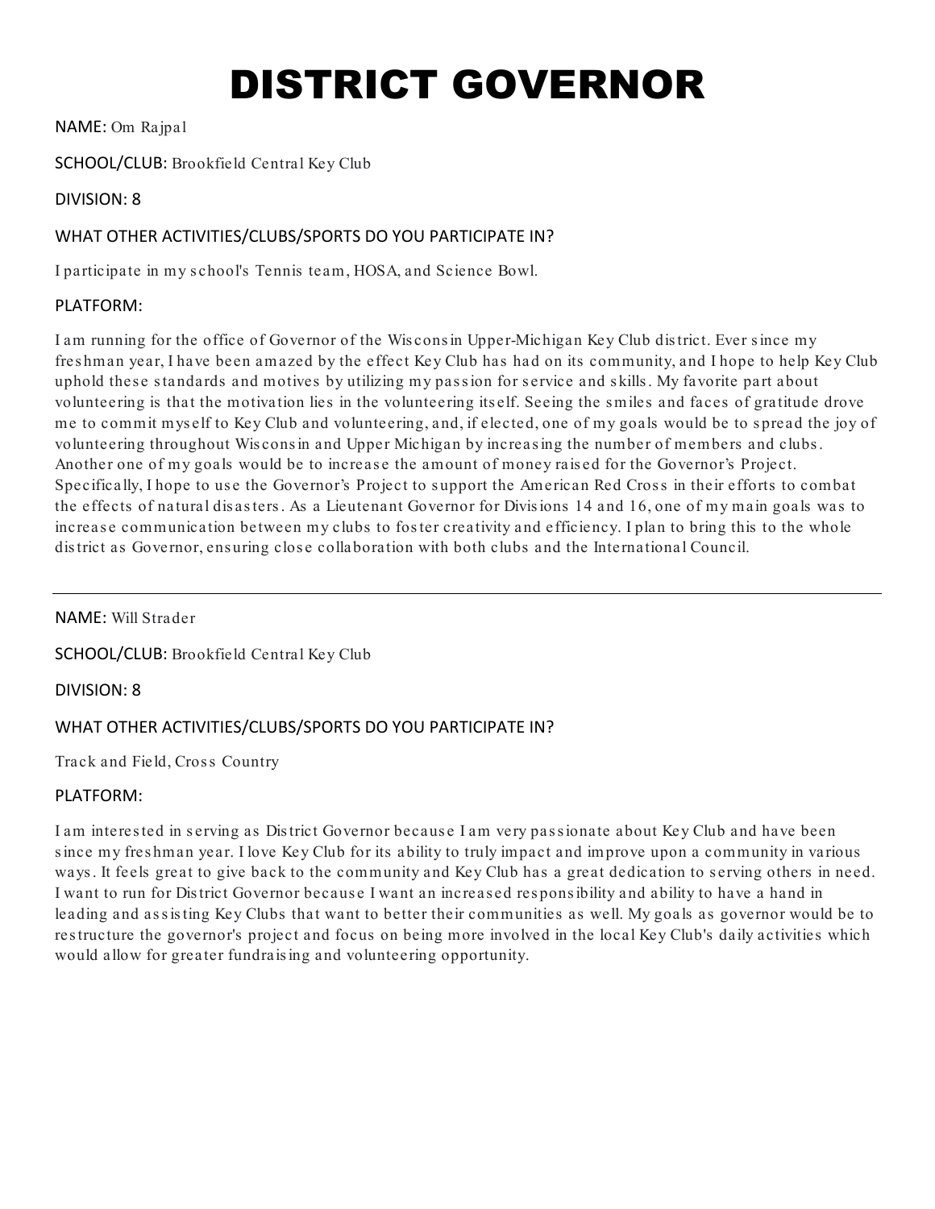# DISTRICT GOVERNOR

NAME: Om Rajpal

SCHOOL/CLUB: Brookfield Central Key Club

DIVISION: 8

WHAT OTHER ACTIVITIES/CLUBS/SPORTS DO YOU PARTICIPATE IN?

I participate in my school's Tennis team, HOSA, and Science Bowl.

PLATFORM:

I am running for the office of Governor of the Wisconsin Upper-Michigan Key Club district. Ever since my freshman year, I have been amazed by the effect Key Club has had on its community, and I hope to help Key Club uphold these standards and motives by utilizing my passion for service and skills. My favorite part about volunteering is that the motivation lies in the volunteering itself. Seeing the smiles and faces of gratitude drove me to commit myself to Key Club and volunteering, and, if elected, one of my goals would be to spread the joy of volunteering throughout Wisconsin and Upper Michigan by increasing the number of members and clubs. Another one of my goals would be to increase the amount of money raised for the Governor's Project. Specifically, I hope to use the Governor's Project to support the American Red Cross in their efforts to combat the effects of natural disasters. As a Lieutenant Governor for Divisions 14 and 16, one of my main goals was to increase communication between my clubs to foster creativity and efficiency. I plan to bring this to the whole district as Governor, ensuring close collaboration with both clubs and the International Council.

---

NAME: Will Strader

SCHOOL/CLUB: Brookfield Central Key Club

DIVISION: 8

WHAT OTHER ACTIVITIES/CLUBS/SPORTS DO YOU PARTICIPATE IN?

Track and Field, Cross Country

PLATFORM:

I am interested in serving as District Governor because I am very passionate about Key Club and have been since my freshman year. I love Key Club for its ability to truly impact and improve upon a community in various ways. It feels great to give back to the community and Key Club has a great dedication to serving others in need. I want to run for District Governor because I want an increased responsibility and ability to have a hand in leading and assisting Key Clubs that want to better their communities as well. My goals as governor would be to restructure the governor's project and focus on being more involved in the local Key Club's daily activities which would allow for greater fundraising and volunteering opportunity.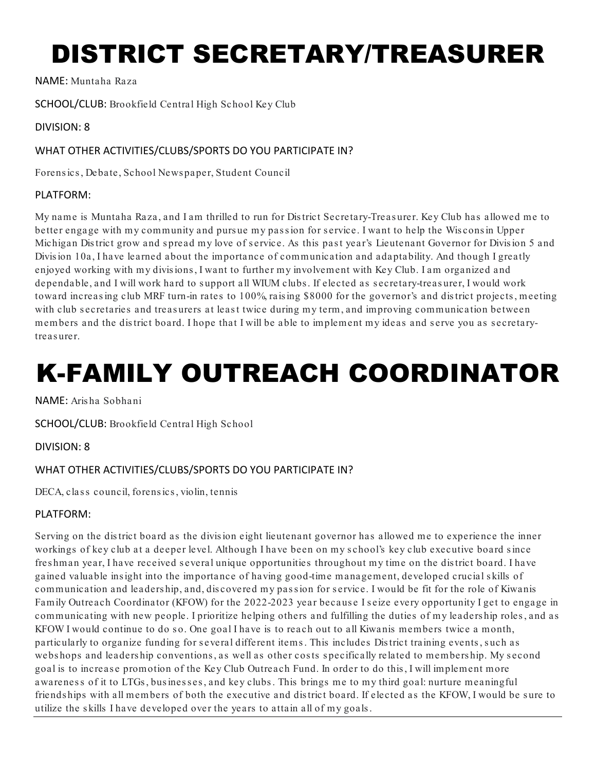# DISTRICT SECRETARY/TREASURER

NAME: Muntaha Raza

SCHOOL/CLUB: Brookfield Central High School Key Club

DIVISION: 8

WHAT OTHER ACTIVITIES/CLUBS/SPORTS DO YOU PARTICIPATE IN?

Forensics, Debate, School Newspaper, Student Council

PLATFORM:

My name is Muntaha Raza, and I am thrilled to run for District Secretary-Treasurer. Key Club has allowed me to better engage with my community and pursue my passion for service. I want to help the Wisconsin Upper Michigan District grow and spread my love of service. As this past year's Lieutenant Governor for Division 5 and Division 10a, I have learned about the importance of communication and adaptability. And though I greatly enjoyed working with my divisions, I want to further my involvement with Key Club. I am organized and dependable, and I will work hard to support all WIUM clubs. If elected as secretary-treasurer, I would work toward increasing club MRF turn-in rates to 100%, raising $8000 for the governor's and district projects, meeting with club secretaries and treasurers at least twice during my term, and improving communication between members and the district board. I hope that I will be able to implement my ideas and serve you as secretary-treasurer.

# K-FAMILY OUTREACH COORDINATOR

NAME: Arisha Sobhani

SCHOOL/CLUB: Brookfield Central High School

DIVISION: 8

WHAT OTHER ACTIVITIES/CLUBS/SPORTS DO YOU PARTICIPATE IN?

DECA, class council, forensics, violin, tennis

PLATFORM:

Serving on the district board as the division eight lieutenant governor has allowed me to experience the inner workings of key club at a deeper level. Although I have been on my school's key club executive board since freshman year, I have received several unique opportunities throughout my time on the district board. I have gained valuable insight into the importance of having good-time management, developed crucial skills of communication and leadership, and, discovered my passion for service. I would be fit for the role of Kiwanis Family Outreach Coordinator (KFOW) for the 2022-2023 year because I seize every opportunity I get to engage in communicating with new people. I prioritize helping others and fulfilling the duties of my leadership roles, and as KFOW I would continue to do so. One goal I have is to reach out to all Kiwanis members twice a month, particularly to organize funding for several different items. This includes District training events, such as webshops and leadership conventions, as well as other costs specifically related to membership. My second goal is to increase promotion of the Key Club Outreach Fund. In order to do this, I will implement more awareness of it to LTGs, businesses, and key clubs. This brings me to my third goal: nurture meaningful friendships with all members of both the executive and district board. If elected as the KFOW, I would be sure to utilize the skills I have developed over the years to attain all of my goals.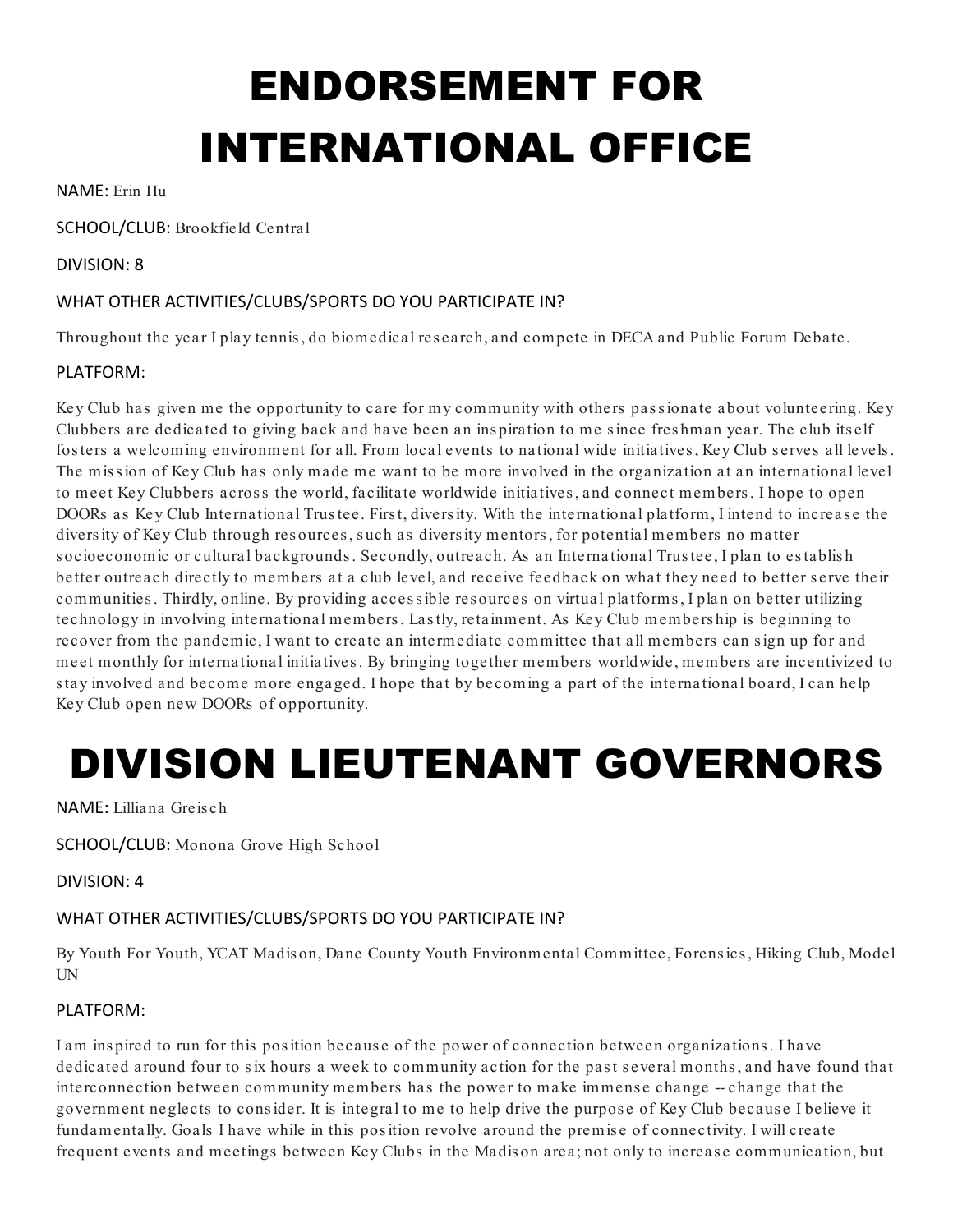# ENDORSEMENT FOR INTERNATIONAL OFFICE

NAME: Erin Hu

SCHOOL/CLUB: Brookfield Central

DIVISION: 8

WHAT OTHER ACTIVITIES/CLUBS/SPORTS DO YOU PARTICIPATE IN?

Throughout the year I play tennis, do biomedical research, and compete in DECA and Public Forum Debate.

PLATFORM:

Key Club has given me the opportunity to care for my community with others passionate about volunteering. Key Clubbers are dedicated to giving back and have been an inspiration to me since freshman year. The club itself fosters a welcoming environment for all. From local events to national wide initiatives, Key Club serves all levels. The mission of Key Club has only made me want to be more involved in the organization at an international level to meet Key Clubbers across the world, facilitate worldwide initiatives, and connect members. I hope to open DOORs as Key Club International Trustee. First, diversity. With the international platform, I intend to increase the diversity of Key Club through resources, such as diversity mentors, for potential members no matter socioeconomic or cultural backgrounds. Secondly, outreach. As an International Trustee, I plan to establish better outreach directly to members at a club level, and receive feedback on what they need to better serve their communities. Thirdly, online. By providing accessible resources on virtual platforms, I plan on better utilizing technology in involving international members. Lastly, retainment. As Key Club membership is beginning to recover from the pandemic, I want to create an intermediate committee that all members can sign up for and meet monthly for international initiatives. By bringing together members worldwide, members are incentivized to stay involved and become more engaged. I hope that by becoming a part of the international board, I can help Key Club open new DOORs of opportunity.

# DIVISION LIEUTENANT GOVERNORS

NAME: Lilliana Greisch

SCHOOL/CLUB: Monona Grove High School

DIVISION: 4

WHAT OTHER ACTIVITIES/CLUBS/SPORTS DO YOU PARTICIPATE IN?

By Youth For Youth, YCAT Madison, Dane County Youth Environmental Committee, Forensics, Hiking Club, Model UN

PLATFORM:

I am inspired to run for this position because of the power of connection between organizations. I have dedicated around four to six hours a week to community action for the past several months, and have found that interconnection between community members has the power to make immense change -- change that the government neglects to consider. It is integral to me to help drive the purpose of Key Club because I believe it fundamentally. Goals I have while in this position revolve around the premise of connectivity. I will create frequent events and meetings between Key Clubs in the Madison area; not only to increase communication, but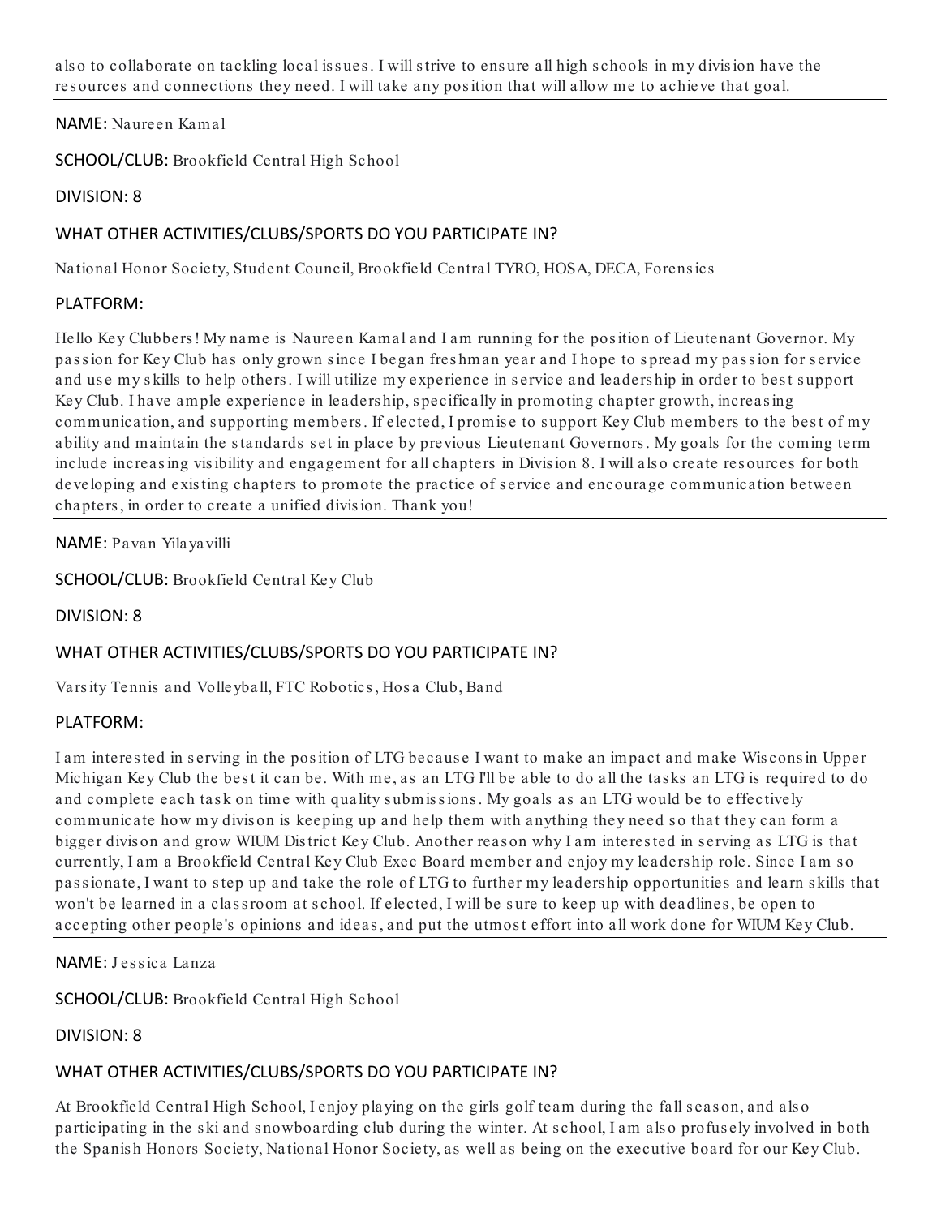also to collaborate on tackling local issues. I will strive to ensure all high schools in my division have the resources and connections they need. I will take any position that will allow me to achieve that goal.

---

NAME: Naureen Kamal

SCHOOL/CLUB: Brookfield Central High School

DIVISION: 8

WHAT OTHER ACTIVITIES/CLUBS/SPORTS DO YOU PARTICIPATE IN?

National Honor Society, Student Council, Brookfield Central TYRO, HOSA, DECA, Forensics

PLATFORM:

Hello Key Clubbers! My name is Naureen Kamal and I am running for the position of Lieutenant Governor. My passion for Key Club has only grown since I began freshman year and I hope to spread my passion for service and use my skills to help others. I will utilize my experience in service and leadership in order to best support Key Club. I have ample experience in leadership, specifically in promoting chapter growth, increasing communication, and supporting members. If elected, I promise to support Key Club members to the best of my ability and maintain the standards set in place by previous Lieutenant Governors. My goals for the coming term include increasing visibility and engagement for all chapters in Division 8. I will also create resources for both developing and existing chapters to promote the practice of service and encourage communication between chapters, in order to create a unified division. Thank you!

---

NAME: Pavan Yilayavilli

SCHOOL/CLUB: Brookfield Central Key Club

DIVISION: 8

WHAT OTHER ACTIVITIES/CLUBS/SPORTS DO YOU PARTICIPATE IN?

Varsity Tennis and Volleyball, FTC Robotics, Hosa Club, Band

PLATFORM:

I am interested in serving in the position of LTG because I want to make an impact and make Wisconsin Upper Michigan Key Club the best it can be. With me, as an LTG I'll be able to do all the tasks an LTG is required to do and complete each task on time with quality submissions. My goals as an LTG would be to effectively communicate how my divison is keeping up and help them with anything they need so that they can form a bigger divison and grow WIUM District Key Club. Another reason why I am interested in serving as LTG is that currently, I am a Brookfield Central Key Club Exec Board member and enjoy my leadership role. Since I am so passionate, I want to step up and take the role of LTG to further my leadership opportunities and learn skills that won't be learned in a classroom at school. If elected, I will be sure to keep up with deadlines, be open to accepting other people's opinions and ideas, and put the utmost effort into all work done for WIUM Key Club.

---

NAME: Jessica Lanza

SCHOOL/CLUB: Brookfield Central High School

DIVISION: 8

WHAT OTHER ACTIVITIES/CLUBS/SPORTS DO YOU PARTICIPATE IN?

At Brookfield Central High School, I enjoy playing on the girls golf team during the fall season, and also participating in the ski and snowboarding club during the winter. At school, I am also profusely involved in both the Spanish Honors Society, National Honor Society, as well as being on the executive board for our Key Club.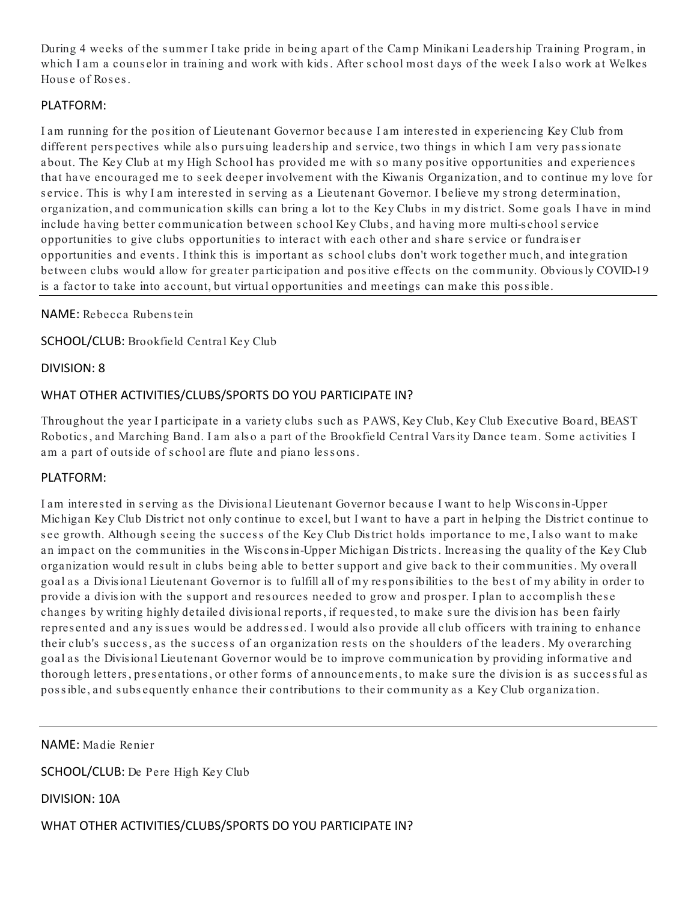During 4 weeks of the summer I take pride in being apart of the Camp Minikani Leadership Training Program, in which I am a counselor in training and work with kids. After school most days of the week I also work at Welkes House of Roses.

PLATFORM:

I am running for the position of Lieutenant Governor because I am interested in experiencing Key Club from different perspectives while also pursuing leadership and service, two things in which I am very passionate about. The Key Club at my High School has provided me with so many positive opportunities and experiences that have encouraged me to seek deeper involvement with the Kiwanis Organization, and to continue my love for service. This is why I am interested in serving as a Lieutenant Governor. I believe my strong determination, organization, and communication skills can bring a lot to the Key Clubs in my district. Some goals I have in mind include having better communication between school Key Clubs, and having more multi-school service opportunities to give clubs opportunities to interact with each other and share service or fundraiser opportunities and events. I think this is important as school clubs don't work together much, and integration between clubs would allow for greater participation and positive effects on the community. Obviously COVID-19 is a factor to take into account, but virtual opportunities and meetings can make this possible.

---

NAME: Rebecca Rubenstein

SCHOOL/CLUB: Brookfield Central Key Club

DIVISION: 8

WHAT OTHER ACTIVITIES/CLUBS/SPORTS DO YOU PARTICIPATE IN?

Throughout the year I participate in a variety clubs such as PAWS, Key Club, Key Club Executive Board, BEAST Robotics, and Marching Band. I am also a part of the Brookfield Central Varsity Dance team. Some activities I am a part of outside of school are flute and piano lessons.

PLATFORM:

I am interested in serving as the Divisional Lieutenant Governor because I want to help Wisconsin-Upper Michigan Key Club District not only continue to excel, but I want to have a part in helping the District continue to see growth. Although seeing the success of the Key Club District holds importance to me, I also want to make an impact on the communities in the Wisconsin-Upper Michigan Districts. Increasing the quality of the Key Club organization would result in clubs being able to better support and give back to their communities. My overall goal as a Divisional Lieutenant Governor is to fulfill all of my responsibilities to the best of my ability in order to provide a division with the support and resources needed to grow and prosper. I plan to accomplish these changes by writing highly detailed divisional reports, if requested, to make sure the division has been fairly represented and any issues would be addressed. I would also provide all club officers with training to enhance their club's success, as the success of an organization rests on the shoulders of the leaders. My overarching goal as the Divisional Lieutenant Governor would be to improve communication by providing informative and thorough letters, presentations, or other forms of announcements, to make sure the division is as successful as possible, and subsequently enhance their contributions to their community as a Key Club organization.

---

NAME: Madie Renier

SCHOOL/CLUB: De Pere High Key Club

DIVISION: 10A

WHAT OTHER ACTIVITIES/CLUBS/SPORTS DO YOU PARTICIPATE IN?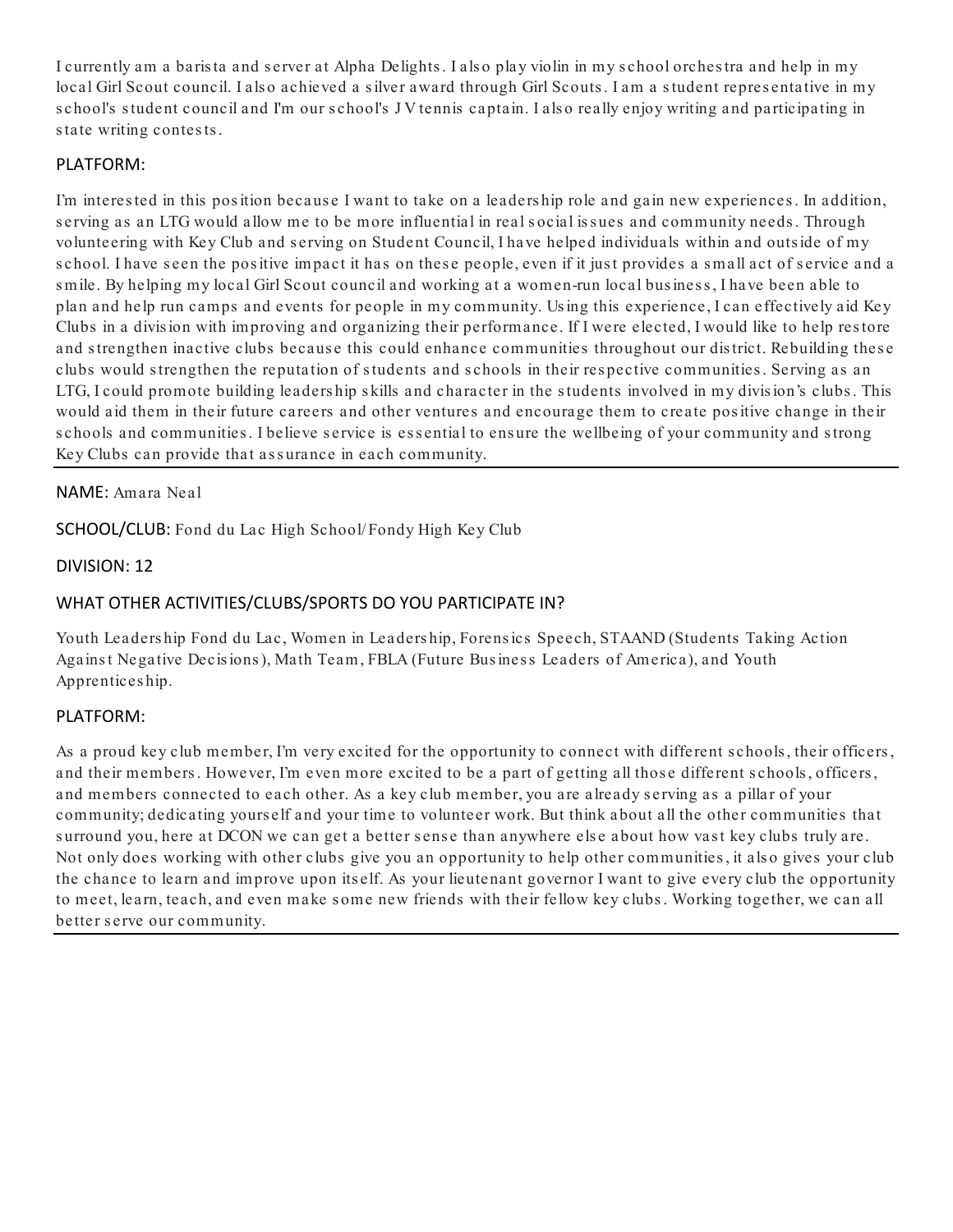I currently am a barista and server at Alpha Delights. I also play violin in my school orchestra and help in my local Girl Scout council. I also achieved a silver award through Girl Scouts. I am a student representative in my school's student council and I'm our school's JV tennis captain. I also really enjoy writing and participating in state writing contests.

PLATFORM:

I'm interested in this position because I want to take on a leadership role and gain new experiences. In addition, serving as an LTG would allow me to be more influential in real social issues and community needs. Through volunteering with Key Club and serving on Student Council, I have helped individuals within and outside of my school. I have seen the positive impact it has on these people, even if it just provides a small act of service and a smile. By helping my local Girl Scout council and working at a women-run local business, I have been able to plan and help run camps and events for people in my community. Using this experience, I can effectively aid Key Clubs in a division with improving and organizing their performance. If I were elected, I would like to help restore and strengthen inactive clubs because this could enhance communities throughout our district. Rebuilding these clubs would strengthen the reputation of students and schools in their respective communities. Serving as an LTG, I could promote building leadership skills and character in the students involved in my division's clubs. This would aid them in their future careers and other ventures and encourage them to create positive change in their schools and communities. I believe service is essential to ensure the wellbeing of your community and strong Key Clubs can provide that assurance in each community.

---

NAME: Amara Neal

SCHOOL/CLUB: Fond du Lac High School/Fondy High Key Club

DIVISION: 12

WHAT OTHER ACTIVITIES/CLUBS/SPORTS DO YOU PARTICIPATE IN?

Youth Leadership Fond du Lac, Women in Leadership, Forensics Speech, STAAND (Students Taking Action Against Negative Decisions), Math Team, FBLA (Future Business Leaders of America), and Youth Apprenticeship.

PLATFORM:

As a proud key club member, I'm very excited for the opportunity to connect with different schools, their officers, and their members. However, I'm even more excited to be a part of getting all those different schools, officers, and members connected to each other. As a key club member, you are already serving as a pillar of your community; dedicating yourself and your time to volunteer work. But think about all the other communities that surround you, here at DCON we can get a better sense than anywhere else about how vast key clubs truly are. Not only does working with other clubs give you an opportunity to help other communities, it also gives your club the chance to learn and improve upon itself. As your lieutenant governor I want to give every club the opportunity to meet, learn, teach, and even make some new friends with their fellow key clubs. Working together, we can all better serve our community.

---